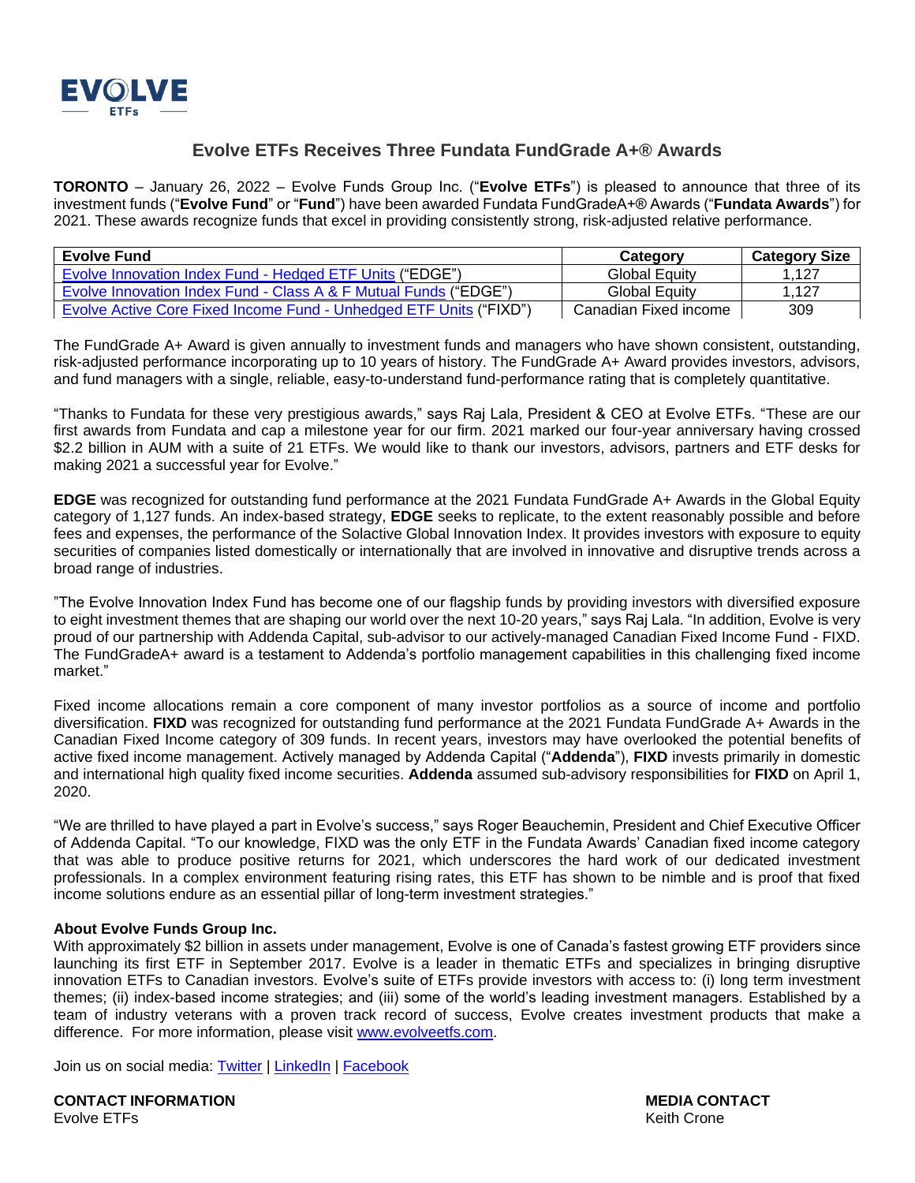EVOLVE ETFs

# Evolve ETFs Receives Three Fundata FundGrade A+® Awards

**TORONTO** – January 26, 2022 – Evolve Funds Group Inc. ("**Evolve ETFs**") is pleased to announce that three of its investment funds ("**Evolve Fund**" or "**Fund**") have been awarded Fundata FundGradeA+® Awards ("**Fundata Awards**") for 2021. These awards recognize funds that excel in providing consistently strong, risk-adjusted relative performance.

| Evolve Fund | Category | Category Size |
|---|---|---|
| Evolve Innovation Index Fund - Hedged ETF Units ("EDGE") | Global Equity | 1,127 |
| Evolve Innovation Index Fund - Class A & F Mutual Funds ("EDGE") | Global Equity | 1,127 |
| Evolve Active Core Fixed Income Fund - Unhedged ETF Units ("FIXD") | Canadian Fixed income | 309 |

The FundGrade A+ Award is given annually to investment funds and managers who have shown consistent, outstanding, risk-adjusted performance incorporating up to 10 years of history. The FundGrade A+ Award provides investors, advisors, and fund managers with a single, reliable, easy-to-understand fund-performance rating that is completely quantitative.

"Thanks to Fundata for these very prestigious awards," says Raj Lala, President & CEO at Evolve ETFs. "These are our first awards from Fundata and cap a milestone year for our firm. 2021 marked our four-year anniversary having crossed $2.2 billion in AUM with a suite of 21 ETFs. We would like to thank our investors, advisors, partners and ETF desks for making 2021 a successful year for Evolve."

**EDGE** was recognized for outstanding fund performance at the 2021 Fundata FundGrade A+ Awards in the Global Equity category of 1,127 funds. An index-based strategy, **EDGE** seeks to replicate, to the extent reasonably possible and before fees and expenses, the performance of the Solactive Global Innovation Index. It provides investors with exposure to equity securities of companies listed domestically or internationally that are involved in innovative and disruptive trends across a broad range of industries.

"The Evolve Innovation Index Fund has become one of our flagship funds by providing investors with diversified exposure to eight investment themes that are shaping our world over the next 10-20 years," says Raj Lala. "In addition, Evolve is very proud of our partnership with Addenda Capital, sub-advisor to our actively-managed Canadian Fixed Income Fund - FIXD. The FundGradeA+ award is a testament to Addenda's portfolio management capabilities in this challenging fixed income market."

Fixed income allocations remain a core component of many investor portfolios as a source of income and portfolio diversification. **FIXD** was recognized for outstanding fund performance at the 2021 Fundata FundGrade A+ Awards in the Canadian Fixed Income category of 309 funds. In recent years, investors may have overlooked the potential benefits of active fixed income management. Actively managed by Addenda Capital ("**Addenda**"), **FIXD** invests primarily in domestic and international high quality fixed income securities. **Addenda** assumed sub-advisory responsibilities for **FIXD** on April 1, 2020.

"We are thrilled to have played a part in Evolve's success," says Roger Beauchemin, President and Chief Executive Officer of Addenda Capital. "To our knowledge, FIXD was the only ETF in the Fundata Awards' Canadian fixed income category that was able to produce positive returns for 2021, which underscores the hard work of our dedicated investment professionals. In a complex environment featuring rising rates, this ETF has shown to be nimble and is proof that fixed income solutions endure as an essential pillar of long-term investment strategies."

**About Evolve Funds Group Inc.**

With approximately $2 billion in assets under management, Evolve is one of Canada's fastest growing ETF providers since launching its first ETF in September 2017. Evolve is a leader in thematic ETFs and specializes in bringing disruptive innovation ETFs to Canadian investors. Evolve's suite of ETFs provide investors with access to: (i) long term investment themes; (ii) index-based income strategies; and (iii) some of the world's leading investment managers. Established by a team of industry veterans with a proven track record of success, Evolve creates investment products that make a difference. For more information, please visit www.evolveetfs.com.

Join us on social media: Twitter | LinkedIn | Facebook

**CONTACT INFORMATION**
Evolve ETFs

**MEDIA CONTACT**
Keith Crone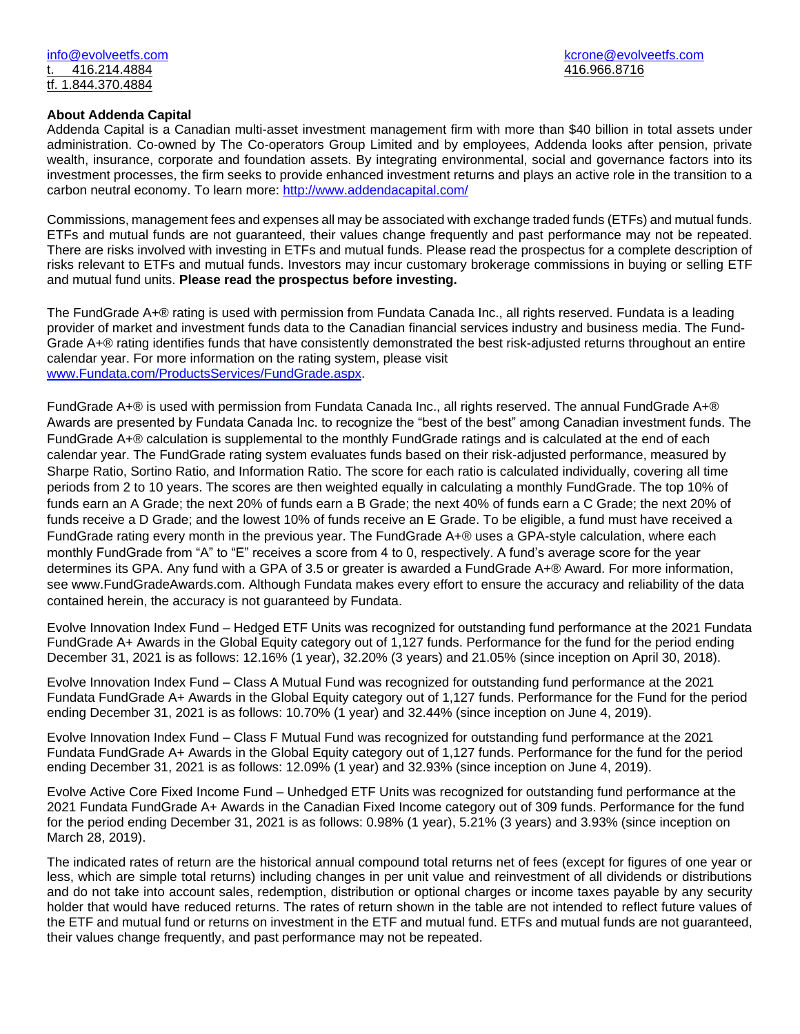info@evolveetfs.com
t. 416.214.4884
tf. 1.844.370.4884

kcrone@evolveetfs.com
416.966.8716

**About Addenda Capital**
Addenda Capital is a Canadian multi-asset investment management firm with more than $40 billion in total assets under administration. Co-owned by The Co-operators Group Limited and by employees, Addenda looks after pension, private wealth, insurance, corporate and foundation assets. By integrating environmental, social and governance factors into its investment processes, the firm seeks to provide enhanced investment returns and plays an active role in the transition to a carbon neutral economy. To learn more: http://www.addendacapital.com/

Commissions, management fees and expenses all may be associated with exchange traded funds (ETFs) and mutual funds. ETFs and mutual funds are not guaranteed, their values change frequently and past performance may not be repeated. There are risks involved with investing in ETFs and mutual funds. Please read the prospectus for a complete description of risks relevant to ETFs and mutual funds. Investors may incur customary brokerage commissions in buying or selling ETF and mutual fund units. **Please read the prospectus before investing.**

The FundGrade A+® rating is used with permission from Fundata Canada Inc., all rights reserved. Fundata is a leading provider of market and investment funds data to the Canadian financial services industry and business media. The Fund-Grade A+® rating identifies funds that have consistently demonstrated the best risk-adjusted returns throughout an entire calendar year. For more information on the rating system, please visit www.Fundata.com/ProductsServices/FundGrade.aspx.

FundGrade A+® is used with permission from Fundata Canada Inc., all rights reserved. The annual FundGrade A+® Awards are presented by Fundata Canada Inc. to recognize the "best of the best" among Canadian investment funds. The FundGrade A+® calculation is supplemental to the monthly FundGrade ratings and is calculated at the end of each calendar year. The FundGrade rating system evaluates funds based on their risk-adjusted performance, measured by Sharpe Ratio, Sortino Ratio, and Information Ratio. The score for each ratio is calculated individually, covering all time periods from 2 to 10 years. The scores are then weighted equally in calculating a monthly FundGrade. The top 10% of funds earn an A Grade; the next 20% of funds earn a B Grade; the next 40% of funds earn a C Grade; the next 20% of funds receive a D Grade; and the lowest 10% of funds receive an E Grade. To be eligible, a fund must have received a FundGrade rating every month in the previous year. The FundGrade A+® uses a GPA-style calculation, where each monthly FundGrade from "A" to "E" receives a score from 4 to 0, respectively. A fund's average score for the year determines its GPA. Any fund with a GPA of 3.5 or greater is awarded a FundGrade A+® Award. For more information, see www.FundGradeAwards.com. Although Fundata makes every effort to ensure the accuracy and reliability of the data contained herein, the accuracy is not guaranteed by Fundata.

Evolve Innovation Index Fund – Hedged ETF Units was recognized for outstanding fund performance at the 2021 Fundata FundGrade A+ Awards in the Global Equity category out of 1,127 funds. Performance for the fund for the period ending December 31, 2021 is as follows: 12.16% (1 year), 32.20% (3 years) and 21.05% (since inception on April 30, 2018).

Evolve Innovation Index Fund – Class A Mutual Fund was recognized for outstanding fund performance at the 2021 Fundata FundGrade A+ Awards in the Global Equity category out of 1,127 funds. Performance for the Fund for the period ending December 31, 2021 is as follows: 10.70% (1 year) and 32.44% (since inception on June 4, 2019).

Evolve Innovation Index Fund – Class F Mutual Fund was recognized for outstanding fund performance at the 2021 Fundata FundGrade A+ Awards in the Global Equity category out of 1,127 funds. Performance for the fund for the period ending December 31, 2021 is as follows: 12.09% (1 year) and 32.93% (since inception on June 4, 2019).

Evolve Active Core Fixed Income Fund – Unhedged ETF Units was recognized for outstanding fund performance at the 2021 Fundata FundGrade A+ Awards in the Canadian Fixed Income category out of 309 funds. Performance for the fund for the period ending December 31, 2021 is as follows: 0.98% (1 year), 5.21% (3 years) and 3.93% (since inception on March 28, 2019).

The indicated rates of return are the historical annual compound total returns net of fees (except for figures of one year or less, which are simple total returns) including changes in per unit value and reinvestment of all dividends or distributions and do not take into account sales, redemption, distribution or optional charges or income taxes payable by any security holder that would have reduced returns. The rates of return shown in the table are not intended to reflect future values of the ETF and mutual fund or returns on investment in the ETF and mutual fund. ETFs and mutual funds are not guaranteed, their values change frequently, and past performance may not be repeated.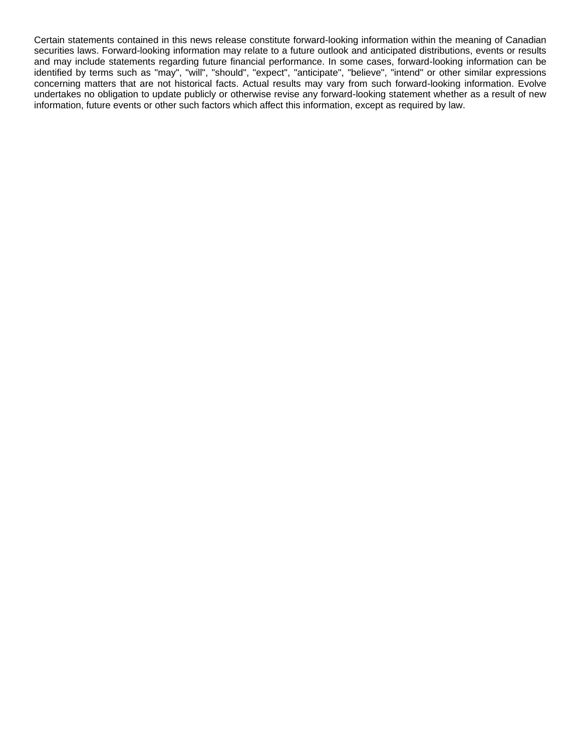Certain statements contained in this news release constitute forward-looking information within the meaning of Canadian securities laws. Forward-looking information may relate to a future outlook and anticipated distributions, events or results and may include statements regarding future financial performance. In some cases, forward-looking information can be identified by terms such as "may", "will", "should", "expect", "anticipate", "believe", "intend" or other similar expressions concerning matters that are not historical facts. Actual results may vary from such forward-looking information. Evolve undertakes no obligation to update publicly or otherwise revise any forward-looking statement whether as a result of new information, future events or other such factors which affect this information, except as required by law.